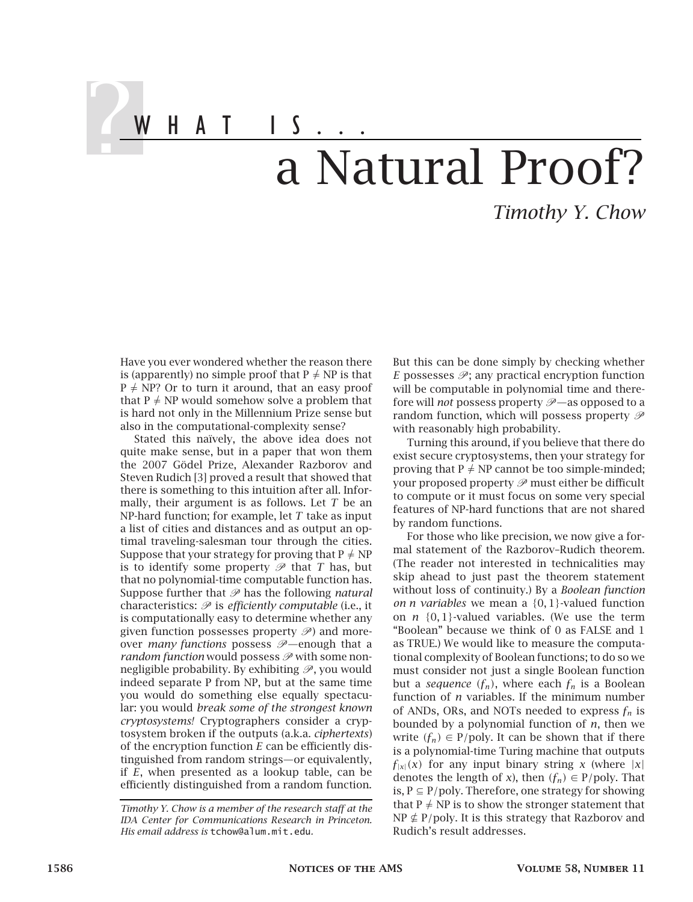# WHAT IS... a Natural Proof?

*Timothy Y. Chow*

Have you ever wondered whether the reason there is (apparently) no simple proof that $P \neq NP$ is that $P \neq NP$? Or to turn it around, that an easy proof that $P \neq NP$ would somehow solve a problem that is hard not only in the Millennium Prize sense but also in the computational-complexity sense?

Stated this naïvely, the above idea does not quite make sense, but in a paper that won them the 2007 Gödel Prize, Alexander Razborov and Steven Rudich [3] proved a result that showed that there is something to this intuition after all. Informally, their argument is as follows. Let $T$ be an NP-hard function; for example, let $T$ take as input a list of cities and distances and as output an optimal traveling-salesman tour through the cities. Suppose that your strategy for proving that $P \neq NP$ is to identify some property $\mathscr{P}$ that $T$ has, but that no polynomial-time computable function has. Suppose further that $\mathscr{P}$ has the following *natural* characteristics: $\mathscr{P}$ is *efficiently computable* (i.e., it is computationally easy to determine whether any given function possesses property $\mathscr{P}$) and moreover *many functions* possess $\mathscr{P}$—enough that a *random function* would possess $\mathscr{P}$ with some non-negligible probability. By exhibiting $\mathscr{P}$, you would indeed separate P from NP, but at the same time you would do something else equally spectacular: you would *break some of the strongest known cryptosystems!* Cryptographers consider a cryptosystem broken if the outputs (a.k.a. *ciphertexts*) of the encryption function $E$ can be efficiently distinguished from random strings—or equivalently, if $E$, when presented as a lookup table, can be efficiently distinguished from a random function. But this can be done simply by checking whether $E$ possesses $\mathscr{P}$; any practical encryption function will be computable in polynomial time and therefore will *not* possess property $\mathscr{P}$—as opposed to a random function, which will possess property $\mathscr{P}$ with reasonably high probability.

Turning this around, if you believe that there do exist secure cryptosystems, then your strategy for proving that $P \neq NP$ cannot be too simple-minded; your proposed property $\mathscr{P}$ must either be difficult to compute or it must focus on some very special features of NP-hard functions that are not shared by random functions.

For those who like precision, we now give a formal statement of the Razborov–Rudich theorem. (The reader not interested in technicalities may skip ahead to just past the theorem statement without loss of continuity.) By a *Boolean function on n variables* we mean a $\{0, 1\}$-valued function on $n$ $\{0, 1\}$-valued variables. (We use the term "Boolean" because we think of 0 as FALSE and 1 as TRUE.) We would like to measure the computational complexity of Boolean functions; to do so we must consider not just a single Boolean function but a *sequence* $(f_n)$, where each $f_n$ is a Boolean function of $n$ variables. If the minimum number of ANDs, ORs, and NOTs needed to express $f_n$ is bounded by a polynomial function of $n$, then we write $(f_n) \in P/\text{poly}$. It can be shown that if there is a polynomial-time Turing machine that outputs $f_{|x|}(x)$ for any input binary string $x$ (where $|x|$ denotes the length of $x$), then $(f_n) \in P/\text{poly}$. That is, $P \subseteq P/\text{poly}$. Therefore, one strategy for showing that $P \neq NP$ is to show the stronger statement that $NP \not\subseteq P/\text{poly}$. It is this strategy that Razborov and Rudich's result addresses.

*Timothy Y. Chow is a member of the research staff at the IDA Center for Communications Research in Princeton. His email address is* tchow@alum.mit.edu*.*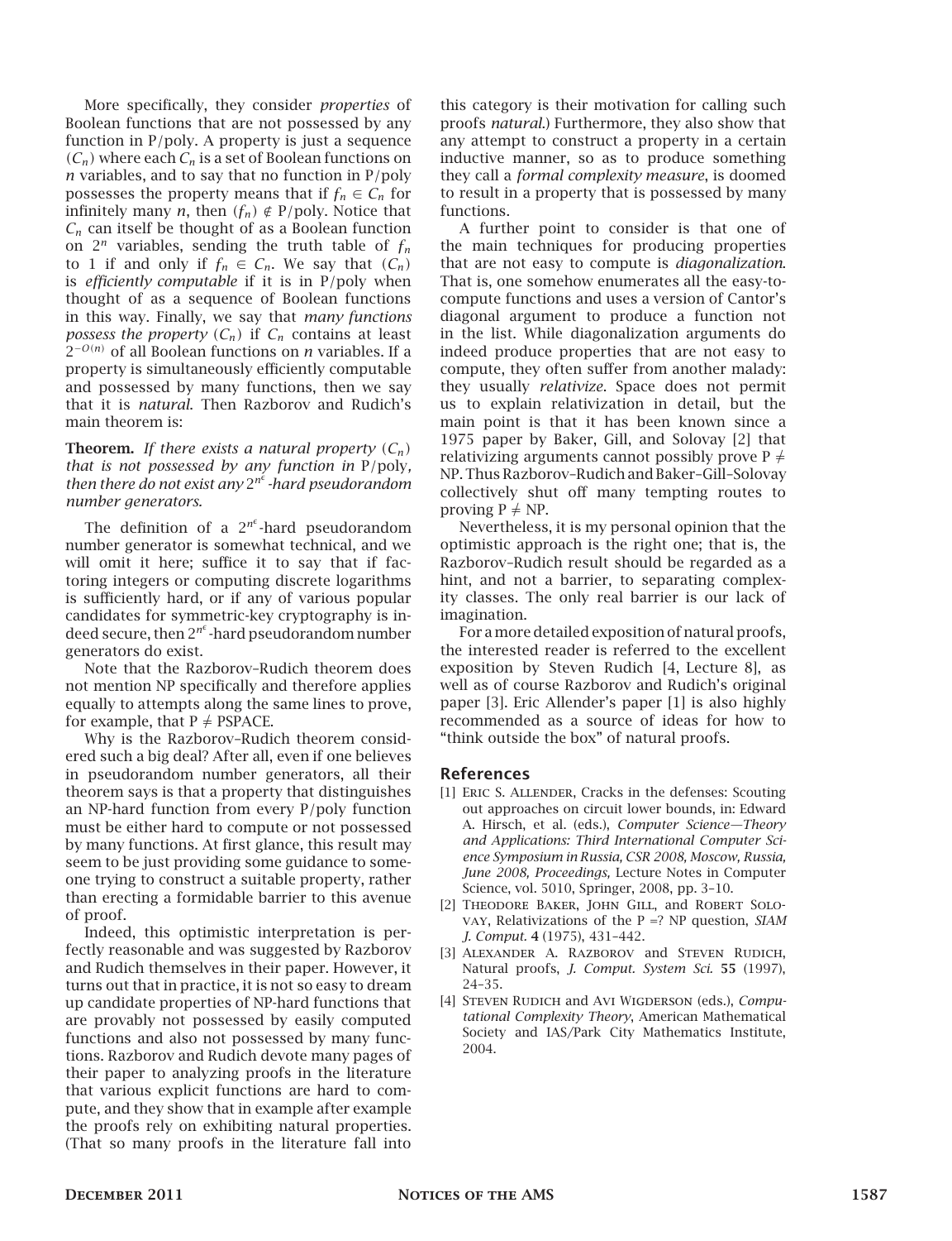More specifically, they consider *properties* of Boolean functions that are not possessed by any function in P/poly. A property is just a sequence $(C_n)$ where each $C_n$ is a set of Boolean functions on $n$ variables, and to say that no function in P/poly possesses the property means that if $f_n \in C_n$ for infinitely many $n$, then $(f_n) \notin$ P/poly. Notice that $C_n$ can itself be thought of as a Boolean function on $2^n$ variables, sending the truth table of $f_n$ to 1 if and only if $f_n \in C_n$. We say that $(C_n)$ is *efficiently computable* if it is in P/poly when thought of as a sequence of Boolean functions in this way. Finally, we say that *many functions possess the property* $(C_n)$ if $C_n$ contains at least $2^{-O(n)}$ of all Boolean functions on $n$ variables. If a property is simultaneously efficiently computable and possessed by many functions, then we say that it is *natural*. Then Razborov and Rudich's main theorem is:

**Theorem.** *If there exists a natural property $(C_n)$ that is not possessed by any function in* P/poly*, then there do not exist any $2^{n^\epsilon}$-hard pseudorandom number generators.*

The definition of a $2^{n^\epsilon}$-hard pseudorandom number generator is somewhat technical, and we will omit it here; suffice it to say that if factoring integers or computing discrete logarithms is sufficiently hard, or if any of various popular candidates for symmetric-key cryptography is indeed secure, then $2^{n^\epsilon}$-hard pseudorandom number generators do exist.

Note that the Razborov–Rudich theorem does not mention NP specifically and therefore applies equally to attempts along the same lines to prove, for example, that P $\neq$ PSPACE.

Why is the Razborov–Rudich theorem considered such a big deal? After all, even if one believes in pseudorandom number generators, all their theorem says is that a property that distinguishes an NP-hard function from every P/poly function must be either hard to compute or not possessed by many functions. At first glance, this result may seem to be just providing some guidance to someone trying to construct a suitable property, rather than erecting a formidable barrier to this avenue of proof.

Indeed, this optimistic interpretation is perfectly reasonable and was suggested by Razborov and Rudich themselves in their paper. However, it turns out that in practice, it is not so easy to dream up candidate properties of NP-hard functions that are provably not possessed by easily computed functions and also not possessed by many functions. Razborov and Rudich devote many pages of their paper to analyzing proofs in the literature that various explicit functions are hard to compute, and they show that in example after example the proofs rely on exhibiting natural properties. (That so many proofs in the literature fall into this category is their motivation for calling such proofs *natural*.) Furthermore, they also show that any attempt to construct a property in a certain inductive manner, so as to produce something they call a *formal complexity measure*, is doomed to result in a property that is possessed by many functions.

A further point to consider is that one of the main techniques for producing properties that are not easy to compute is *diagonalization*. That is, one somehow enumerates all the easy-to-compute functions and uses a version of Cantor's diagonal argument to produce a function not in the list. While diagonalization arguments do indeed produce properties that are not easy to compute, they often suffer from another malady: they usually *relativize*. Space does not permit us to explain relativization in detail, but the main point is that it has been known since a 1975 paper by Baker, Gill, and Solovay [2] that relativizing arguments cannot possibly prove P $\neq$ NP. Thus Razborov–Rudich and Baker–Gill–Solovay collectively shut off many tempting routes to proving P $\neq$ NP.

Nevertheless, it is my personal opinion that the optimistic approach is the right one; that is, the Razborov–Rudich result should be regarded as a hint, and not a barrier, to separating complexity classes. The only real barrier is our lack of imagination.

For a more detailed exposition of natural proofs, the interested reader is referred to the excellent exposition by Steven Rudich [4, Lecture 8], as well as of course Razborov and Rudich's original paper [3]. Eric Allender's paper [1] is also highly recommended as a source of ideas for how to "think outside the box" of natural proofs.

## References

[1] Eric S. Allender, Cracks in the defenses: Scouting out approaches on circuit lower bounds, in: Edward A. Hirsch, et al. (eds.), *Computer Science—Theory and Applications: Third International Computer Science Symposium in Russia, CSR 2008, Moscow, Russia, June 2008, Proceedings,* Lecture Notes in Computer Science, vol. 5010, Springer, 2008, pp. 3–10.

[2] Theodore Baker, John Gill, and Robert Solovay, Relativizations of the P =? NP question, *SIAM J. Comput.* **4** (1975), 431–442.

[3] Alexander A. Razborov and Steven Rudich, Natural proofs, *J. Comput. System Sci.* **55** (1997), 24–35.

[4] Steven Rudich and Avi Wigderson (eds.), *Computational Complexity Theory*, American Mathematical Society and IAS/Park City Mathematics Institute, 2004.